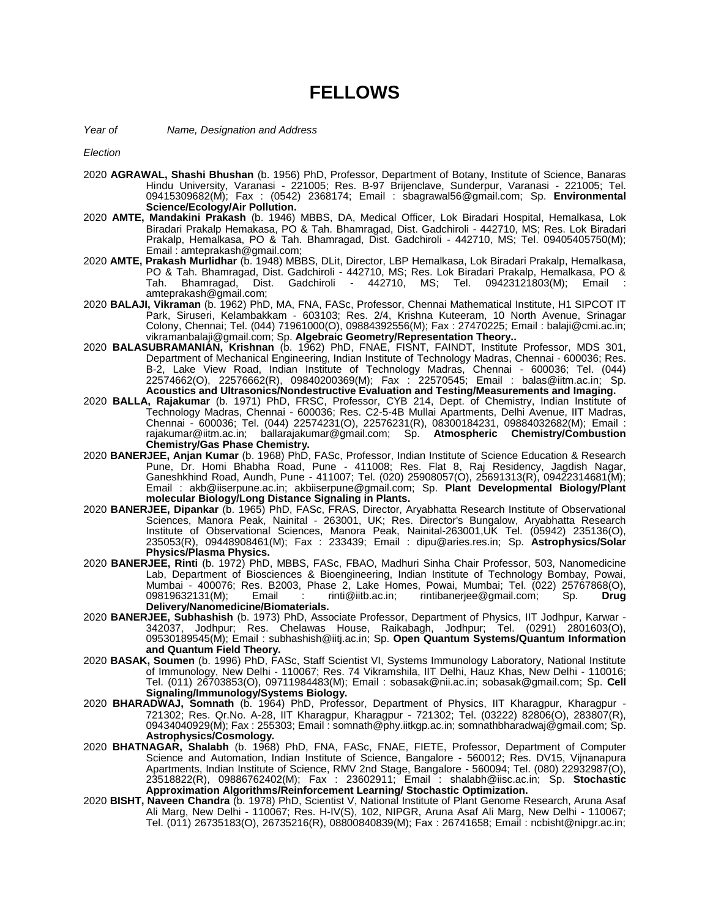# FELLOWS

*Year of Election* *Name, Designation and Address*

2020 **AGRAWAL, Shashi Bhushan** (b. 1956) PhD, Professor, Department of Botany, Institute of Science, Banaras Hindu University, Varanasi - 221005; Res. B-97 Brijenclave, Sunderpur, Varanasi - 221005; Tel. 09415309682(M); Fax : (0542) 2368174; Email : sbagrawal56@gmail.com; Sp. **Environmental Science/Ecology/Air Pollution.**

2020 **AMTE, Mandakini Prakash** (b. 1946) MBBS, DA, Medical Officer, Lok Biradari Hospital, Hemalkasa, Lok Biradari Prakalp Hemakasa, PO & Tah. Bhamragad, Dist. Gadchiroli - 442710, MS; Res. Lok Biradari Prakalp, Hemalkasa, PO & Tah. Bhamragad, Dist. Gadchiroli - 442710, MS; Tel. 09405405750(M); Email : amteprakash@gmail.com;

2020 **AMTE, Prakash Murlidhar** (b. 1948) MBBS, DLit, Director, LBP Hemalkasa, Lok Biradari Prakalp, Hemalkasa, PO & Tah. Bhamragad, Dist. Gadchiroli - 442710, MS; Res. Lok Biradari Prakalp, Hemalkasa, PO & Tah. Bhamragad, Dist. Gadchiroli - 442710, MS; Tel. 09423121803(M); Email : amteprakash@gmail.com;

2020 **BALAJI, Vikraman** (b. 1962) PhD, MA, FNA, FASc, Professor, Chennai Mathematical Institute, H1 SIPCOT IT Park, Siruseri, Kelambakkam - 603103; Res. 2/4, Krishna Kuteeram, 10 North Avenue, Srinagar Colony, Chennai; Tel. (044) 71961000(O), 09884392556(M); Fax : 27470225; Email : balaji@cmi.ac.in; vikramanbalaji@gmail.com; Sp. **Algebraic Geometry/Representation Theory..**

2020 **BALASUBRAMANIAN, Krishnan** (b. 1962) PhD, FNAE, FISNT, FAINDT, Institute Professor, MDS 301, Department of Mechanical Engineering, Indian Institute of Technology Madras, Chennai - 600036; Res. B-2, Lake View Road, Indian Institute of Technology Madras, Chennai - 600036; Tel. (044) 22574662(O), 22576662(R), 09840200369(M); Fax : 22570545; Email : balas@iitm.ac.in; Sp. **Acoustics and Ultrasonics/Nondestructive Evaluation and Testing/Measurements and Imaging.**

2020 **BALLA, Rajakumar** (b. 1971) PhD, FRSC, Professor, CYB 214, Dept. of Chemistry, Indian Institute of Technology Madras, Chennai - 600036; Res. C2-5-4B Mullai Apartments, Delhi Avenue, IIT Madras, Chennai - 600036; Tel. (044) 22574231(O), 22576231(R), 08300184231, 09884032682(M); Email : rajakumar@iitm.ac.in; ballarajakumar@gmail.com; Sp. **Atmospheric Chemistry/Combustion Chemistry/Gas Phase Chemistry.**

2020 **BANERJEE, Anjan Kumar** (b. 1968) PhD, FASc, Professor, Indian Institute of Science Education & Research Pune, Dr. Homi Bhabha Road, Pune - 411008; Res. Flat 8, Raj Residency, Jagdish Nagar, Ganeshkhind Road, Aundh, Pune - 411007; Tel. (020) 25908057(O), 25691313(R), 09422314681(M); Email : akb@iiserpune.ac.in; akbiiserpune@gmail.com; Sp. **Plant Developmental Biology/Plant molecular Biology/Long Distance Signaling in Plants.**

2020 **BANERJEE, Dipankar** (b. 1965) PhD, FASc, FRAS, Director, Aryabhatta Research Institute of Observational Sciences, Manora Peak, Nainital - 263001, UK; Res. Director's Bungalow, Aryabhatta Research Institute of Observational Sciences, Manora Peak, Nainital-263001,UK Tel. (05942) 235136(O), 235053(R), 09448908461(M); Fax : 233439; Email : dipu@aries.res.in; Sp. **Astrophysics/Solar Physics/Plasma Physics.**

2020 **BANERJEE, Rinti** (b. 1972) PhD, MBBS, FASc, FBAO, Madhuri Sinha Chair Professor, 503, Nanomedicine Lab, Department of Biosciences & Bioengineering, Indian Institute of Technology Bombay, Powai, Mumbai - 400076; Res. B2003, Phase 2, Lake Homes, Powai, Mumbai; Tel. (022) 25767868(O), 09819632131(M); Email : rinti@iitb.ac.in; rintibanerjee@gmail.com; Sp. **Drug Delivery/Nanomedicine/Biomaterials.**

2020 **BANERJEE, Subhashish** (b. 1973) PhD, Associate Professor, Department of Physics, IIT Jodhpur, Karwar - 342037, Jodhpur; Res. Chelawas House, Raikabagh, Jodhpur; Tel. (0291) 2801603(O), 09530189545(M); Email : subhashish@iitj.ac.in; Sp. **Open Quantum Systems/Quantum Information and Quantum Field Theory.**

2020 **BASAK, Soumen** (b. 1996) PhD, FASc, Staff Scientist VI, Systems Immunology Laboratory, National Institute of Immunology, New Delhi - 110067; Res. 74 Vikramshila, IIT Delhi, Hauz Khas, New Delhi - 110016; Tel. (011) 26703853(O), 09711984483(M); Email : sobasak@nii.ac.in; sobasak@gmail.com; Sp. **Cell Signaling/Immunology/Systems Biology.**

2020 **BHARADWAJ, Somnath** (b. 1964) PhD, Professor, Department of Physics, IIT Kharagpur, Kharagpur - 721302; Res. Qr.No. A-28, IIT Kharagpur, Kharagpur - 721302; Tel. (03222) 82806(O), 283807(R), 09434040929(M); Fax : 255303; Email : somnath@phy.iitkgp.ac.in; somnathbharadwaj@gmail.com; Sp. **Astrophysics/Cosmology.**

2020 **BHATNAGAR, Shalabh** (b. 1968) PhD, FNA, FASc, FNAE, FIETE, Professor, Department of Computer Science and Automation, Indian Institute of Science, Bangalore - 560012; Res. DV15, Vijnanapura Apartments, Indian Institute of Science, RMV 2nd Stage, Bangalore - 560094; Tel. (080) 22932987(O), 23518822(R), 09886762402(M); Fax : 23602911; Email : shalabh@iisc.ac.in; Sp. **Stochastic Approximation Algorithms/Reinforcement Learning/ Stochastic Optimization.**

2020 **BISHT, Naveen Chandra** (b. 1978) PhD, Scientist V, National Institute of Plant Genome Research, Aruna Asaf Ali Marg, New Delhi - 110067; Res. H-IV(S), 102, NIPGR, Aruna Asaf Ali Marg, New Delhi - 110067; Tel. (011) 26735183(O), 26735216(R), 08800840839(M); Fax : 26741658; Email : ncbisht@nipgr.ac.in;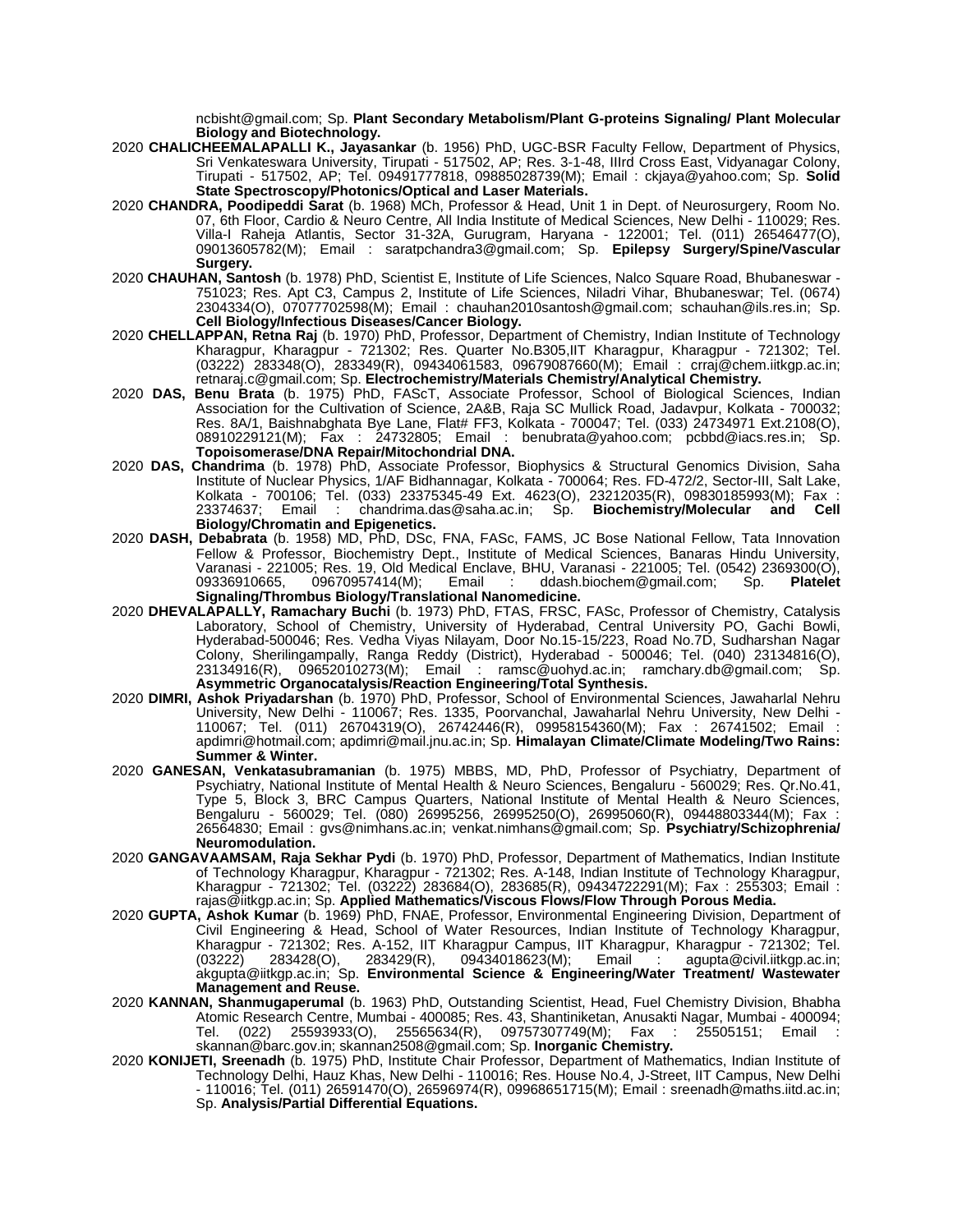ncbisht@gmail.com; Sp. **Plant Secondary Metabolism/Plant G-proteins Signaling/ Plant Molecular Biology and Biotechnology.**

2020 **CHALICHEEMALAPALLI K., Jayasankar** (b. 1956) PhD, UGC-BSR Faculty Fellow, Department of Physics, Sri Venkateswara University, Tirupati - 517502, AP; Res. 3-1-48, IIIrd Cross East, Vidyanagar Colony, Tirupati - 517502, AP; Tel. 09491777818, 09885028739(M); Email : ckjaya@yahoo.com; Sp. **Solid State Spectroscopy/Photonics/Optical and Laser Materials.**

2020 **CHANDRA, Poodipeddi Sarat** (b. 1968) MCh, Professor & Head, Unit 1 in Dept. of Neurosurgery, Room No. 07, 6th Floor, Cardio & Neuro Centre, All India Institute of Medical Sciences, New Delhi - 110029; Res. Villa-I Raheja Atlantis, Sector 31-32A, Gurugram, Haryana - 122001; Tel. (011) 26546477(O), 09013605782(M); Email : saratpchandra3@gmail.com; Sp. **Epilepsy Surgery/Spine/Vascular Surgery.**

2020 **CHAUHAN, Santosh** (b. 1978) PhD, Scientist E, Institute of Life Sciences, Nalco Square Road, Bhubaneswar - 751023; Res. Apt C3, Campus 2, Institute of Life Sciences, Niladri Vihar, Bhubaneswar; Tel. (0674) 2304334(O), 07077702598(M); Email : chauhan2010santosh@gmail.com; schauhan@ils.res.in; Sp. **Cell Biology/Infectious Diseases/Cancer Biology.**

2020 **CHELLAPPAN, Retna Raj** (b. 1970) PhD, Professor, Department of Chemistry, Indian Institute of Technology Kharagpur, Kharagpur - 721302; Res. Quarter No.B305,IIT Kharagpur, Kharagpur - 721302; Tel. (03222) 283348(O), 283349(R), 09434061583, 09679087660(M); Email : crraj@chem.iitkgp.ac.in; retnaraj.c@gmail.com; Sp. **Electrochemistry/Materials Chemistry/Analytical Chemistry.**

2020 **DAS, Benu Brata** (b. 1975) PhD, FAScT, Associate Professor, School of Biological Sciences, Indian Association for the Cultivation of Science, 2A&B, Raja SC Mullick Road, Jadavpur, Kolkata - 700032; Res. 8A/1, Baishnabghata Bye Lane, Flat# FF3, Kolkata - 700047; Tel. (033) 24734971 Ext.2108(O), 08910229121(M); Fax : 24732805; Email : benubrata@yahoo.com; pcbbd@iacs.res.in; Sp. **Topoisomerase/DNA Repair/Mitochondrial DNA.**

2020 **DAS, Chandrima** (b. 1978) PhD, Associate Professor, Biophysics & Structural Genomics Division, Saha Institute of Nuclear Physics, 1/AF Bidhannagar, Kolkata - 700064; Res. FD-472/2, Sector-III, Salt Lake, Kolkata - 700106; Tel. (033) 23375345-49 Ext. 4623(O), 23212035(R), 09830185993(M); Fax : 23374637; Email : chandrima.das@saha.ac.in; Sp. **Biochemistry/Molecular and Cell Biology/Chromatin and Epigenetics.**

2020 **DASH, Debabrata** (b. 1958) MD, PhD, DSc, FNA, FASc, FAMS, JC Bose National Fellow, Tata Innovation Fellow & Professor, Biochemistry Dept., Institute of Medical Sciences, Banaras Hindu University, Varanasi - 221005; Res. 19, Old Medical Enclave, BHU, Varanasi - 221005; Tel. (0542) 2369300(O), 09336910665, 09670957414(M); Email : ddash.biochem@gmail.com; Sp. **Platelet Signaling/Thrombus Biology/Translational Nanomedicine.**

2020 **DHEVALAPALLY, Ramachary Buchi** (b. 1973) PhD, FTAS, FRSC, FASc, Professor of Chemistry, Catalysis Laboratory, School of Chemistry, University of Hyderabad, Central University PO, Gachi Bowli, Hyderabad-500046; Res. Vedha Viyas Nilayam, Door No.15-15/223, Road No.7D, Sudharshan Nagar Colony, Sherilingampally, Ranga Reddy (District), Hyderabad - 500046; Tel. (040) 23134816(O), 23134916(R), 09652010273(M); Email : ramsc@uohyd.ac.in; ramchary.db@gmail.com; Sp. **Asymmetric Organocatalysis/Reaction Engineering/Total Synthesis.**

2020 **DIMRI, Ashok Priyadarshan** (b. 1970) PhD, Professor, School of Environmental Sciences, Jawaharlal Nehru University, New Delhi - 110067; Res. 1335, Poorvanchal, Jawaharlal Nehru University, New Delhi - 110067; Tel. (011) 26704319(O), 26742446(R), 09958154360(M); Fax : 26741502; Email : apdimri@hotmail.com; apdimri@mail.jnu.ac.in; Sp. **Himalayan Climate/Climate Modeling/Two Rains: Summer & Winter.**

2020 **GANESAN, Venkatasubramanian** (b. 1975) MBBS, MD, PhD, Professor of Psychiatry, Department of Psychiatry, National Institute of Mental Health & Neuro Sciences, Bengaluru - 560029; Res. Qr.No.41, Type 5, Block 3, BRC Campus Quarters, National Institute of Mental Health & Neuro Sciences, Bengaluru - 560029; Tel. (080) 26995256, 26995250(O), 26995060(R), 09448803344(M); Fax : 26564830; Email : gvs@nimhans.ac.in; venkat.nimhans@gmail.com; Sp. **Psychiatry/Schizophrenia/ Neuromodulation.**

2020 **GANGAVAAMSAM, Raja Sekhar Pydi** (b. 1970) PhD, Professor, Department of Mathematics, Indian Institute of Technology Kharagpur, Kharagpur - 721302; Res. A-148, Indian Institute of Technology Kharagpur, Kharagpur - 721302; Tel. (03222) 283684(O), 283685(R), 09434722291(M); Fax : 255303; Email : rajas@iitkgp.ac.in; Sp. **Applied Mathematics/Viscous Flows/Flow Through Porous Media.**

2020 **GUPTA, Ashok Kumar** (b. 1969) PhD, FNAE, Professor, Environmental Engineering Division, Department of Civil Engineering & Head, School of Water Resources, Indian Institute of Technology Kharagpur, Kharagpur - 721302; Res. A-152, IIT Kharagpur Campus, IIT Kharagpur, Kharagpur - 721302; Tel. (03222) 283428(O), 283429(R), 09434018623(M); Email : agupta@civil.iitkgp.ac.in; akgupta@iitkgp.ac.in; Sp. **Environmental Science & Engineering/Water Treatment/ Wastewater Management and Reuse.**

2020 **KANNAN, Shanmugaperumal** (b. 1963) PhD, Outstanding Scientist, Head, Fuel Chemistry Division, Bhabha Atomic Research Centre, Mumbai - 400085; Res. 43, Shantiniketan, Anusakti Nagar, Mumbai - 400094; Tel. (022) 25593933(O), 25565634(R), 09757307749(M); Fax : 25505151; Email : skannan@barc.gov.in; skannan2508@gmail.com; Sp. **Inorganic Chemistry.**

2020 **KONIJETI, Sreenadh** (b. 1975) PhD, Institute Chair Professor, Department of Mathematics, Indian Institute of Technology Delhi, Hauz Khas, New Delhi - 110016; Res. House No.4, J-Street, IIT Campus, New Delhi - 110016; Tel. (011) 26591470(O), 26596974(R), 09968651715(M); Email : sreenadh@maths.iitd.ac.in; Sp. **Analysis/Partial Differential Equations.**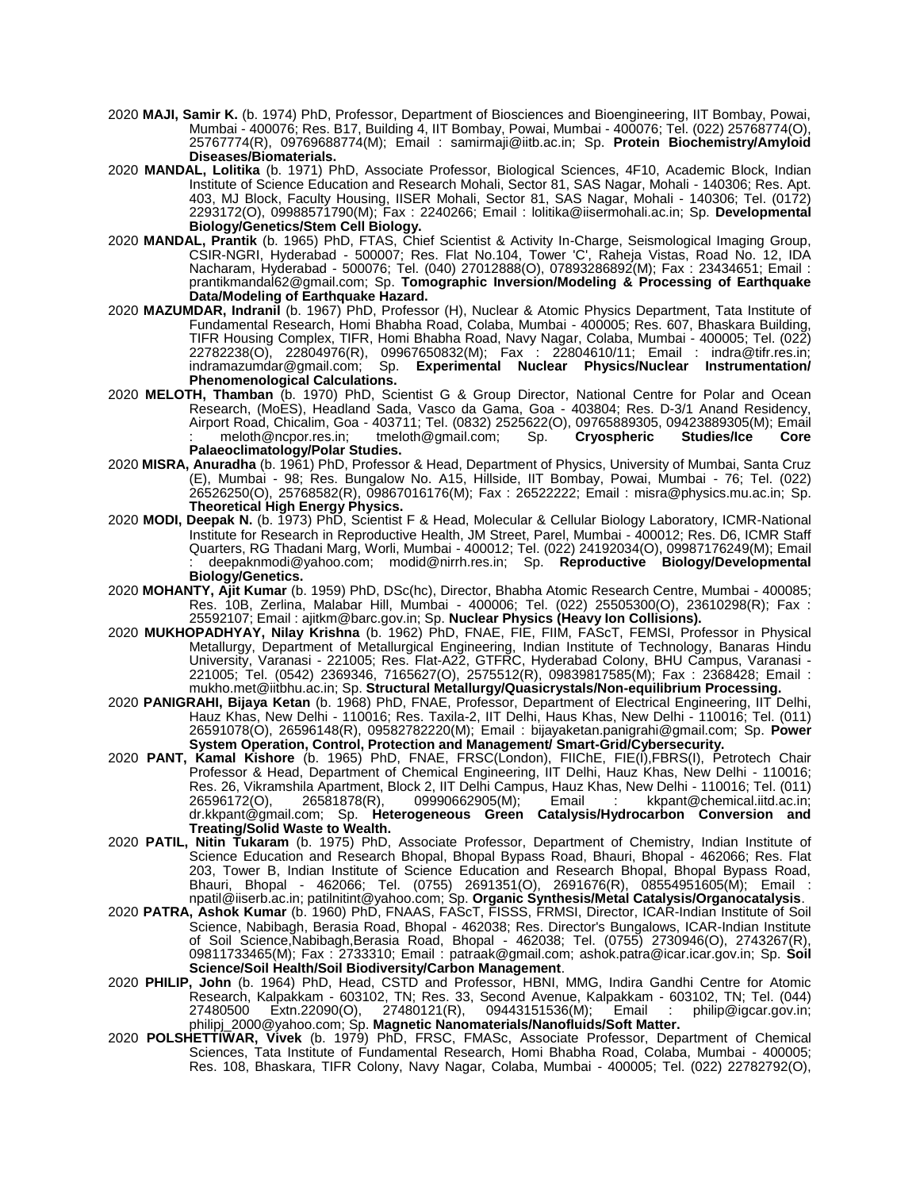2020 **MAJI, Samir K.** (b. 1974) PhD, Professor, Department of Biosciences and Bioengineering, IIT Bombay, Powai, Mumbai - 400076; Res. B17, Building 4, IIT Bombay, Powai, Mumbai - 400076; Tel. (022) 25768774(O), 25767774(R), 09769688774(M); Email : samirmaji@iitb.ac.in; Sp. **Protein Biochemistry/Amyloid Diseases/Biomaterials.**

2020 **MANDAL, Lolitika** (b. 1971) PhD, Associate Professor, Biological Sciences, 4F10, Academic Block, Indian Institute of Science Education and Research Mohali, Sector 81, SAS Nagar, Mohali - 140306; Res. Apt. 403, MJ Block, Faculty Housing, IISER Mohali, Sector 81, SAS Nagar, Mohali - 140306; Tel. (0172) 2293172(O), 09988571790(M); Fax : 2240266; Email : lolitika@iisermohali.ac.in; Sp. **Developmental Biology/Genetics/Stem Cell Biology.**

2020 **MANDAL, Prantik** (b. 1965) PhD, FTAS, Chief Scientist & Activity In-Charge, Seismological Imaging Group, CSIR-NGRI, Hyderabad - 500007; Res. Flat No.104, Tower 'C', Raheja Vistas, Road No. 12, IDA Nacharam, Hyderabad - 500076; Tel. (040) 27012888(O), 07893286892(M); Fax : 23434651; Email : prantikmandal62@gmail.com; Sp. **Tomographic Inversion/Modeling & Processing of Earthquake Data/Modeling of Earthquake Hazard.**

2020 **MAZUMDAR, Indranil** (b. 1967) PhD, Professor (H), Nuclear & Atomic Physics Department, Tata Institute of Fundamental Research, Homi Bhabha Road, Colaba, Mumbai - 400005; Res. 607, Bhaskara Building, TIFR Housing Complex, TIFR, Homi Bhabha Road, Navy Nagar, Colaba, Mumbai - 400005; Tel. (022) 22782238(O), 22804976(R), 09967650832(M); Fax : 22804610/11; Email : indra@tifr.res.in; indramazumdar@gmail.com; Sp. **Experimental Nuclear Physics/Nuclear Instrumentation/ Phenomenological Calculations.**

2020 **MELOTH, Thamban** (b. 1970) PhD, Scientist G & Group Director, National Centre for Polar and Ocean Research, (MoES), Headland Sada, Vasco da Gama, Goa - 403804; Res. D-3/1 Anand Residency, Airport Road, Chicalim, Goa - 403711; Tel. (0832) 2525622(O), 09765889305, 09423889305(M); Email : meloth@ncpor.res.in; tmeloth@gmail.com; Sp. **Cryospheric Studies/Ice Core Palaeoclimatology/Polar Studies.**

2020 **MISRA, Anuradha** (b. 1961) PhD, Professor & Head, Department of Physics, University of Mumbai, Santa Cruz (E), Mumbai - 98; Res. Bungalow No. A15, Hillside, IIT Bombay, Powai, Mumbai - 76; Tel. (022) 26526250(O), 25768582(R), 09867016176(M); Fax : 26522222; Email : misra@physics.mu.ac.in; Sp. **Theoretical High Energy Physics.**

2020 **MODI, Deepak N.** (b. 1973) PhD, Scientist F & Head, Molecular & Cellular Biology Laboratory, ICMR-National Institute for Research in Reproductive Health, JM Street, Parel, Mumbai - 400012; Res. D6, ICMR Staff Quarters, RG Thadani Marg, Worli, Mumbai - 400012; Tel. (022) 24192034(O), 09987176249(M); Email : deepaknmodi@yahoo.com; modid@nirrh.res.in; Sp. **Reproductive Biology/Developmental Biology/Genetics.**

2020 **MOHANTY, Ajit Kumar** (b. 1959) PhD, DSc(hc), Director, Bhabha Atomic Research Centre, Mumbai - 400085; Res. 10B, Zerlina, Malabar Hill, Mumbai - 400006; Tel. (022) 25505300(O), 23610298(R); Fax : 25592107; Email : ajitkm@barc.gov.in; Sp. **Nuclear Physics (Heavy Ion Collisions).**

2020 **MUKHOPADHYAY, Nilay Krishna** (b. 1962) PhD, FNAE, FIE, FIIM, FAScT, FEMSI, Professor in Physical Metallurgy, Department of Metallurgical Engineering, Indian Institute of Technology, Banaras Hindu University, Varanasi - 221005; Res. Flat-A22, GTFRC, Hyderabad Colony, BHU Campus, Varanasi - 221005; Tel. (0542) 2369346, 7165627(O), 2575512(R), 09839817585(M); Fax : 2368428; Email : mukho.met@iitbhu.ac.in; Sp. **Structural Metallurgy/Quasicrystals/Non-equilibrium Processing.**

2020 **PANIGRAHI, Bijaya Ketan** (b. 1968) PhD, FNAE, Professor, Department of Electrical Engineering, IIT Delhi, Hauz Khas, New Delhi - 110016; Res. Taxila-2, IIT Delhi, Haus Khas, New Delhi - 110016; Tel. (011) 26591078(O), 26596148(R), 09582782220(M); Email : bijayaketan.panigrahi@gmail.com; Sp. **Power System Operation, Control, Protection and Management/ Smart-Grid/Cybersecurity.**

2020 **PANT, Kamal Kishore** (b. 1965) PhD, FNAE, FRSC(London), FIIChE, FIE(I),FBRS(I), Petrotech Chair Professor & Head, Department of Chemical Engineering, IIT Delhi, Hauz Khas, New Delhi - 110016; Res. 26, Vikramshila Apartment, Block 2, IIT Delhi Campus, Hauz Khas, New Delhi - 110016; Tel. (011) 26596172(O), 26581878(R), 09990662905(M); Email : kkpant@chemical.iitd.ac.in; dr.kkpant@gmail.com; Sp. **Heterogeneous Green Catalysis/Hydrocarbon Conversion and Treating/Solid Waste to Wealth.**

2020 **PATIL, Nitin Tukaram** (b. 1975) PhD, Associate Professor, Department of Chemistry, Indian Institute of Science Education and Research Bhopal, Bhopal Bypass Road, Bhauri, Bhopal - 462066; Res. Flat 203, Tower B, Indian Institute of Science Education and Research Bhopal, Bhopal Bypass Road, Bhauri, Bhopal - 462066; Tel. (0755) 2691351(O), 2691676(R), 08554951605(M); Email : npatil@iiserb.ac.in; patilnitint@yahoo.com; Sp. **Organic Synthesis/Metal Catalysis/Organocatalysis**.

2020 **PATRA, Ashok Kumar** (b. 1960) PhD, FNAAS, FAScT, FISSS, FRMSI, Director, ICAR-Indian Institute of Soil Science, Nabibagh, Berasia Road, Bhopal - 462038; Res. Director's Bungalows, ICAR-Indian Institute of Soil Science,Nabibagh,Berasia Road, Bhopal - 462038; Tel. (0755) 2730946(O), 2743267(R), 09811733465(M); Fax : 2733310; Email : patraak@gmail.com; ashok.patra@icar.icar.gov.in; Sp. **Soil Science/Soil Health/Soil Biodiversity/Carbon Management**.

2020 **PHILIP, John** (b. 1964) PhD, Head, CSTD and Professor, HBNI, MMG, Indira Gandhi Centre for Atomic Research, Kalpakkam - 603102, TN; Res. 33, Second Avenue, Kalpakkam - 603102, TN; Tel. (044) 27480500 Extn.22090(O), 27480121(R), 09443151536(M); Email : philip@igcar.gov.in; philipj_2000@yahoo.com; Sp. **Magnetic Nanomaterials/Nanofluids/Soft Matter.**

2020 **POLSHETTIWAR, Vivek** (b. 1979) PhD, FRSC, FMASc, Associate Professor, Department of Chemical Sciences, Tata Institute of Fundamental Research, Homi Bhabha Road, Colaba, Mumbai - 400005; Res. 108, Bhaskara, TIFR Colony, Navy Nagar, Colaba, Mumbai - 400005; Tel. (022) 22782792(O),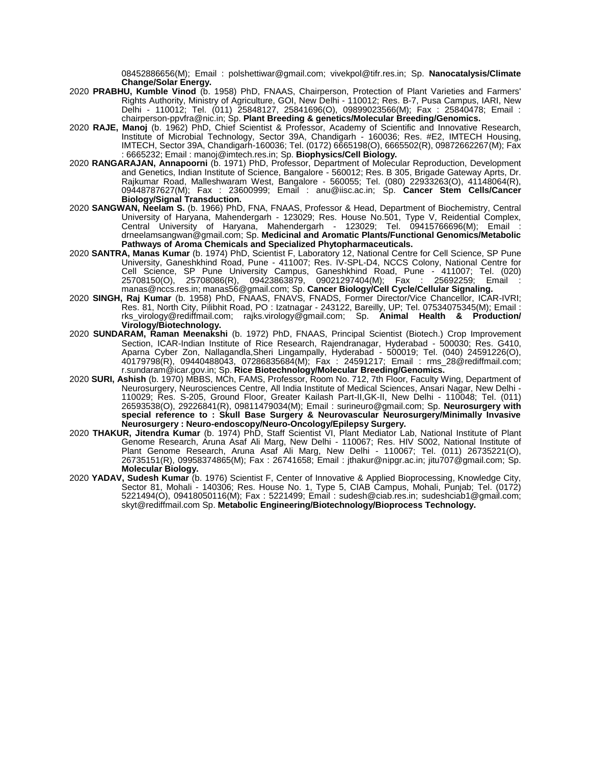08452886656(M); Email : polshettiwar@gmail.com; vivekpol@tifr.res.in; Sp. **Nanocatalysis/Climate Change/Solar Energy.**

2020 **PRABHU, Kumble Vinod** (b. 1958) PhD, FNAAS, Chairperson, Protection of Plant Varieties and Farmers' Rights Authority, Ministry of Agriculture, GOI, New Delhi - 110012; Res. B-7, Pusa Campus, IARI, New Delhi - 110012; Tel. (011) 25848127, 25841696(O), 09899023566(M); Fax : 25840478; Email : chairperson-ppvfra@nic.in; Sp. **Plant Breeding & genetics/Molecular Breeding/Genomics.**

2020 **RAJE, Manoj** (b. 1962) PhD, Chief Scientist & Professor, Academy of Scientific and Innovative Research, Institute of Microbial Technology, Sector 39A, Chandigarh - 160036; Res. #E2, IMTECH Housing, IMTECH, Sector 39A, Chandigarh-160036; Tel. (0172) 6665198(O), 6665502(R), 09872662267(M); Fax : 6665232; Email : manoj@imtech.res.in; Sp. **Biophysics/Cell Biology.**

2020 **RANGARAJAN, Annapoorni** (b. 1971) PhD, Professor, Department of Molecular Reproduction, Development and Genetics, Indian Institute of Science, Bangalore - 560012; Res. B 305, Brigade Gateway Aprts, Dr. Rajkumar Road, Malleshwaram West, Bangalore - 560055; Tel. (080) 22933263(O), 41148064(R), 09448787627(M); Fax : 23600999; Email : anu@iisc.ac.in; Sp. **Cancer Stem Cells/Cancer Biology/Signal Transduction.**

2020 **SANGWAN, Neelam S.** (b. 1966) PhD, FNA, FNAAS, Professor & Head, Department of Biochemistry, Central University of Haryana, Mahendergarh - 123029; Res. House No.501, Type V, Reidential Complex, Central University of Haryana, Mahendergarh - 123029; Tel. 09415766696(M); Email : drneelamsangwan@gmail.com; Sp. **Medicinal and Aromatic Plants/Functional Genomics/Metabolic Pathways of Aroma Chemicals and Specialized Phytopharmaceuticals.**

2020 **SANTRA, Manas Kumar** (b. 1974) PhD, Scientist F, Laboratory 12, National Centre for Cell Science, SP Pune University, Ganeshkhind Road, Pune - 411007; Res. IV-SPL-D4, NCCS Colony, National Centre for Cell Science, SP Pune University Campus, Ganeshkhind Road, Pune - 411007; Tel. (020) 25708150(O), 25708086(R), 09423863879, 09021297404(M); Fax : 25692259; Email : manas@nccs.res.in; manas56@gmail.com; Sp. **Cancer Biology/Cell Cycle/Cellular Signaling.**

2020 **SINGH, Raj Kumar** (b. 1958) PhD, FNAAS, FNAVS, FNADS, Former Director/Vice Chancellor, ICAR-IVRI; Res. 81, North City, Pilibhit Road, PO : Izatnagar - 243122, Bareilly, UP; Tel. 07534075345(M); Email : rks_virology@rediffmail.com; rajks.virology@gmail.com; Sp. **Animal Health & Production/ Virology/Biotechnology.**

2020 **SUNDARAM, Raman Meenakshi** (b. 1972) PhD, FNAAS, Principal Scientist (Biotech.) Crop Improvement Section, ICAR-Indian Institute of Rice Research, Rajendranagar, Hyderabad - 500030; Res. G410, Aparna Cyber Zon, Nallagandla,Sheri Lingampally, Hyderabad - 500019; Tel. (040) 24591226(O), 40179798(R), 09440488043, 07286835684(M); Fax : 24591217; Email : rms_28@rediffmail.com; r.sundaram@icar.gov.in; Sp. **Rice Biotechnology/Molecular Breeding/Genomics.**

2020 **SURI, Ashish** (b. 1970) MBBS, MCh, FAMS, Professor, Room No. 712, 7th Floor, Faculty Wing, Department of Neurosurgery, Neurosciences Centre, All India Institute of Medical Sciences, Ansari Nagar, New Delhi - 110029; Res. S-205, Ground Floor, Greater Kailash Part-II,GK-II, New Delhi - 110048; Tel. (011) 26593538(O), 29226841(R), 09811479034(M); Email : surineuro@gmail.com; Sp. **Neurosurgery with special reference to : Skull Base Surgery & Neurovascular Neurosurgery/Minimally Invasive Neurosurgery : Neuro-endoscopy/Neuro-Oncology/Epilepsy Surgery.**

2020 **THAKUR, Jitendra Kumar** (b. 1974) PhD, Staff Scientist VI, Plant Mediator Lab, National Institute of Plant Genome Research, Aruna Asaf Ali Marg, New Delhi - 110067; Res. HIV S002, National Institute of Plant Genome Research, Aruna Asaf Ali Marg, New Delhi - 110067; Tel. (011) 26735221(O), 26735151(R), 09958374865(M); Fax : 26741658; Email : jthakur@nipgr.ac.in; jitu707@gmail.com; Sp. **Molecular Biology.**

2020 **YADAV, Sudesh Kumar** (b. 1976) Scientist F, Center of Innovative & Applied Bioprocessing, Knowledge City, Sector 81, Mohali - 140306; Res. House No. 1, Type 5, CIAB Campus, Mohali, Punjab; Tel. (0172) 5221494(O), 09418050116(M); Fax : 5221499; Email : sudesh@ciab.res.in; sudeshciab1@gmail.com; skyt@rediffmail.com Sp. **Metabolic Engineering/Biotechnology/Bioprocess Technology.**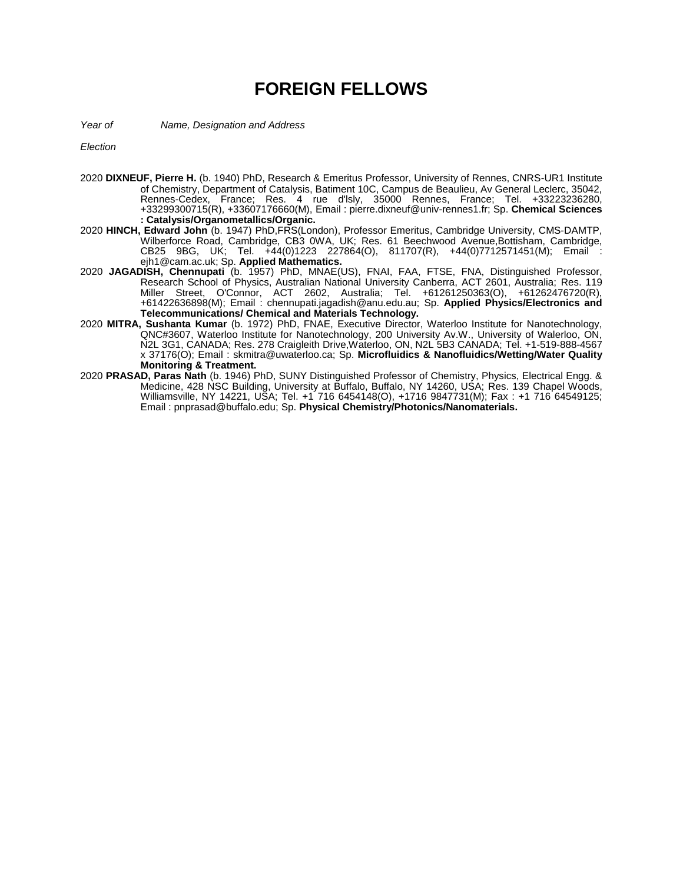# FOREIGN FELLOWS

*Year of Election* *Name, Designation and Address*

2020 **DIXNEUF, Pierre H.** (b. 1940) PhD, Research & Emeritus Professor, University of Rennes, CNRS-UR1 Institute of Chemistry, Department of Catalysis, Batiment 10C, Campus de Beaulieu, Av General Leclerc, 35042, Rennes-Cedex, France; Res. 4 rue d'Isly, 35000 Rennes, France; Tel. +33223236280, +33299300715(R), +33607176660(M), Email : pierre.dixneuf@univ-rennes1.fr; Sp. **Chemical Sciences : Catalysis/Organometallics/Organic.**

2020 **HINCH, Edward John** (b. 1947) PhD,FRS(London), Professor Emeritus, Cambridge University, CMS-DAMTP, Wilberforce Road, Cambridge, CB3 0WA, UK; Res. 61 Beechwood Avenue,Bottisham, Cambridge, CB25 9BG, UK; Tel. +44(0)1223 227864(O), 811707(R), +44(0)7712571451(M); Email : ejh1@cam.ac.uk; Sp. **Applied Mathematics.**

2020 **JAGADISH, Chennupati** (b. 1957) PhD, MNAE(US), FNAI, FAA, FTSE, FNA, Distinguished Professor, Research School of Physics, Australian National University Canberra, ACT 2601, Australia; Res. 119 Miller Street, O'Connor, ACT 2602, Australia; Tel. +61261250363(O), +61262476720(R), +61422636898(M); Email : chennupati.jagadish@anu.edu.au; Sp. **Applied Physics/Electronics and Telecommunications/ Chemical and Materials Technology.**

2020 **MITRA, Sushanta Kumar** (b. 1972) PhD, FNAE, Executive Director, Waterloo Institute for Nanotechnology, QNC#3607, Waterloo Institute for Nanotechnology, 200 University Av.W., University of Walerloo, ON, N2L 3G1, CANADA; Res. 278 Craigleith Drive,Waterloo, ON, N2L 5B3 CANADA; Tel. +1-519-888-4567 x 37176(O); Email : skmitra@uwaterloo.ca; Sp. **Microfluidics & Nanofluidics/Wetting/Water Quality Monitoring & Treatment.**

2020 **PRASAD, Paras Nath** (b. 1946) PhD, SUNY Distinguished Professor of Chemistry, Physics, Electrical Engg. & Medicine, 428 NSC Building, University at Buffalo, Buffalo, NY 14260, USA; Res. 139 Chapel Woods, Williamsville, NY 14221, USA; Tel. +1 716 6454148(O), +1716 9847731(M); Fax : +1 716 64549125; Email : pnprasad@buffalo.edu; Sp. **Physical Chemistry/Photonics/Nanomaterials.**